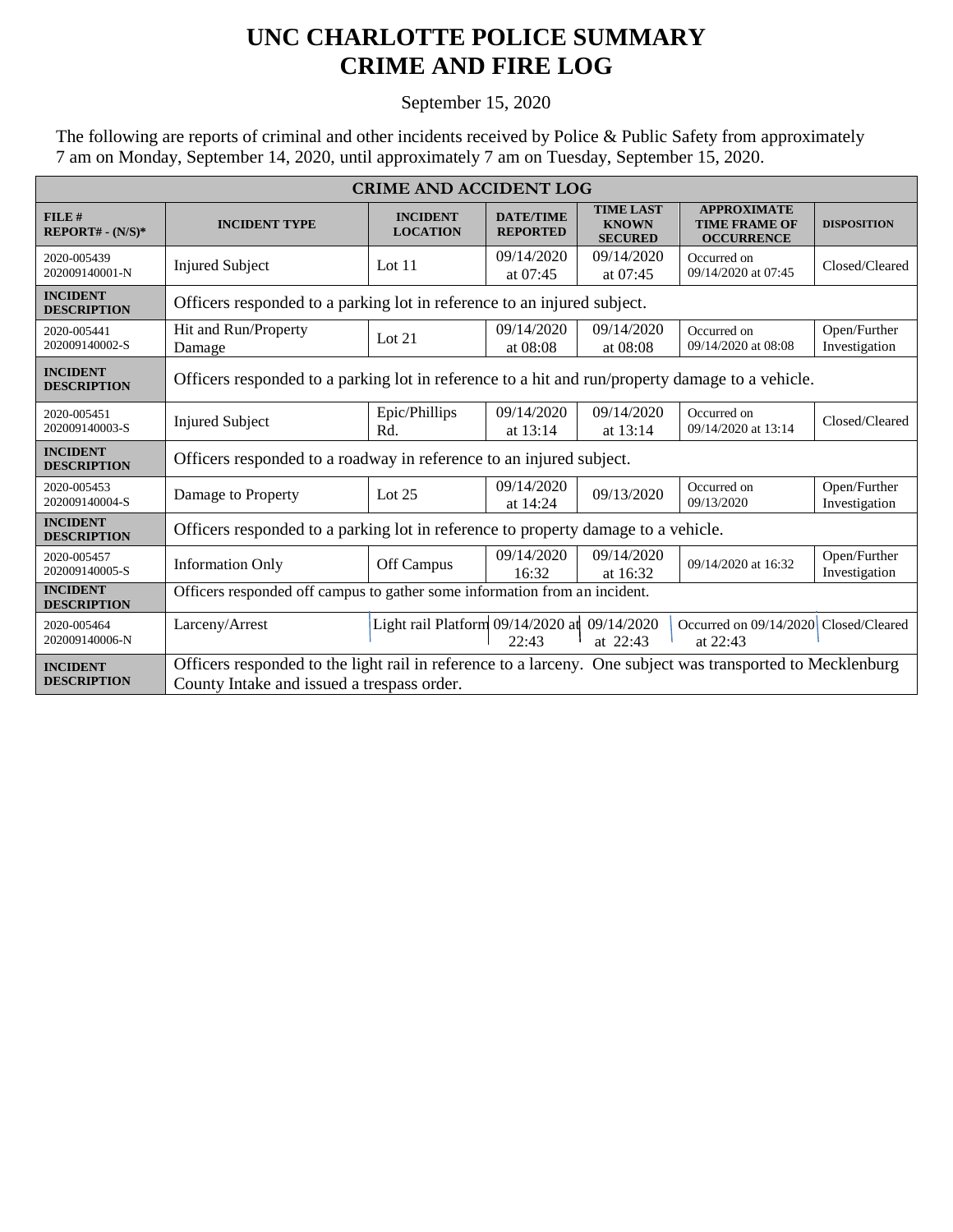# UNC CHARLOTTE POLICE SUMMARY
# CRIME AND FIRE LOG

September 15, 2020

The following are reports of criminal and other incidents received by Police & Public Safety from approximately 7 am on Monday, September 14, 2020, until approximately 7 am on Tuesday, September 15, 2020.

| CRIME AND ACCIDENT LOG | | | | | | |
|---|---|---|---|---|---|---|
| **FILE # REPORT# - (N/S)*** | **INCIDENT TYPE** | **INCIDENT LOCATION** | **DATE/TIME REPORTED** | **TIME LAST KNOWN SECURED** | **APPROXIMATE TIME FRAME OF OCCURRENCE** | **DISPOSITION** |
| 2020-005439 202009140001-N | Injured Subject | Lot 11 | 09/14/2020 at 07:45 | 09/14/2020 at 07:45 | Occurred on 09/14/2020 at 07:45 | Closed/Cleared |
| **INCIDENT DESCRIPTION** | Officers responded to a parking lot in reference to an injured subject. | | | | | |
| 2020-005441 202009140002-S | Hit and Run/Property Damage | Lot 21 | 09/14/2020 at 08:08 | 09/14/2020 at 08:08 | Occurred on 09/14/2020 at 08:08 | Open/Further Investigation |
| **INCIDENT DESCRIPTION** | Officers responded to a parking lot in reference to a hit and run/property damage to a vehicle. | | | | | |
| 2020-005451 202009140003-S | Injured Subject | Epic/Phillips Rd. | 09/14/2020 at 13:14 | 09/14/2020 at 13:14 | Occurred on 09/14/2020 at 13:14 | Closed/Cleared |
| **INCIDENT DESCRIPTION** | Officers responded to a roadway in reference to an injured subject. | | | | | |
| 2020-005453 202009140004-S | Damage to Property | Lot 25 | 09/14/2020 at 14:24 | 09/13/2020 | Occurred on 09/13/2020 | Open/Further Investigation |
| **INCIDENT DESCRIPTION** | Officers responded to a parking lot in reference to property damage to a vehicle. | | | | | |
| 2020-005457 202009140005-S | Information Only | Off Campus | 09/14/2020 16:32 | 09/14/2020 at 16:32 | 09/14/2020 at 16:32 | Open/Further Investigation |
| **INCIDENT DESCRIPTION** | Officers responded off campus to gather some information from an incident. | | | | | |
| 2020-005464 202009140006-N | Larceny/Arrest | Light rail Platform | 09/14/2020 at 22:43 | 09/14/2020 at 22:43 | Occurred on 09/14/2020 at 22:43 | Closed/Cleared |
| **INCIDENT DESCRIPTION** | Officers responded to the light rail in reference to a larceny. One subject was transported to Mecklenburg County Intake and issued a trespass order. | | | | | |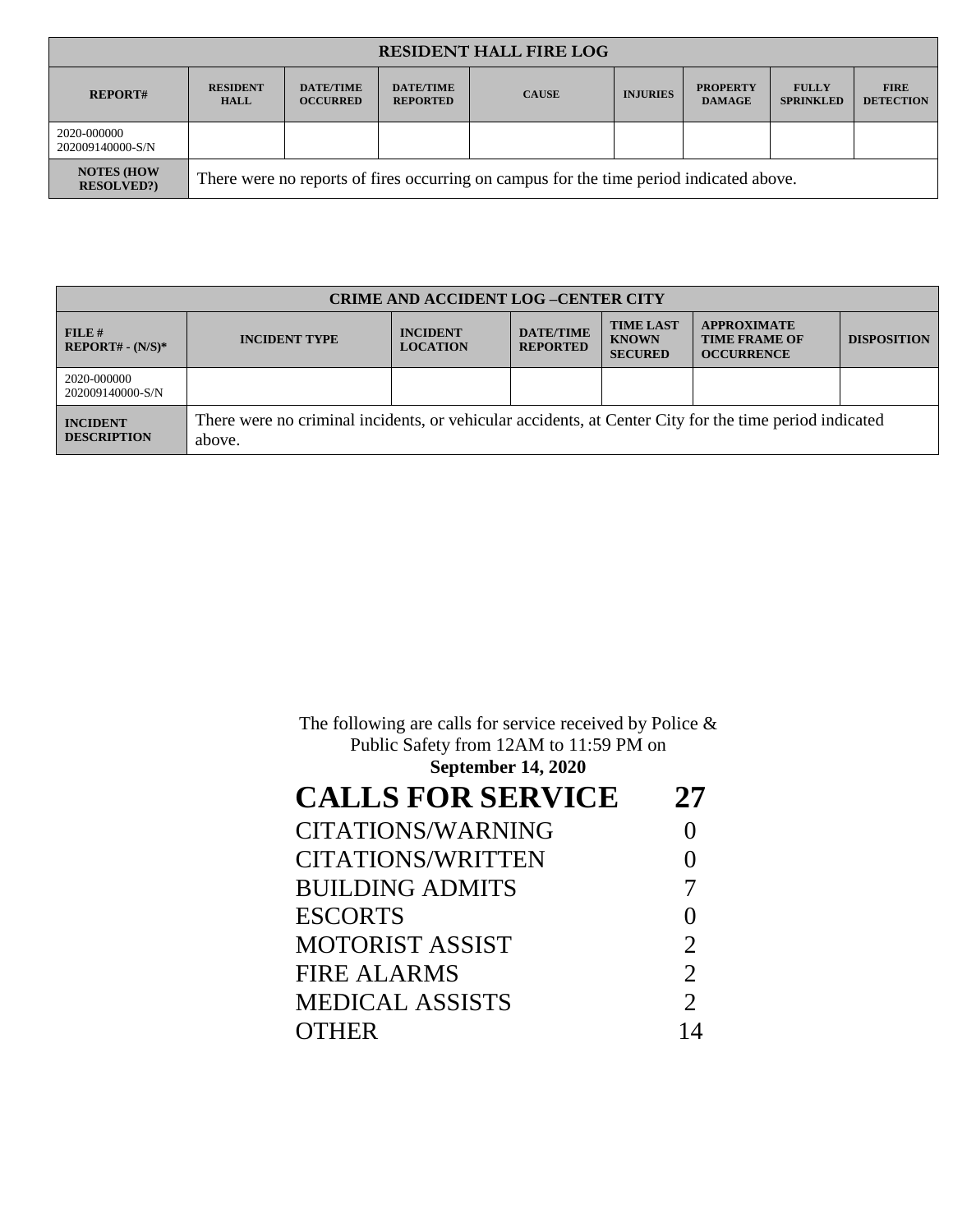| RESIDENT HALL FIRE LOG | | | | | | | | |
|---|---|---|---|---|---|---|---|---|
| **REPORT#** | **RESIDENT HALL** | **DATE/TIME OCCURRED** | **DATE/TIME REPORTED** | **CAUSE** | **INJURIES** | **PROPERTY DAMAGE** | **FULLY SPRINKLED** | **FIRE DETECTION** |
| 2020-000000 202009140000-S/N | | | | | | | | |
| **NOTES (HOW RESOLVED?)** | There were no reports of fires occurring on campus for the time period indicated above. | | | | | | | |

| CRIME AND ACCIDENT LOG –CENTER CITY | | | | | | |
|---|---|---|---|---|---|---|
| **FILE # REPORT# - (N/S)*** | **INCIDENT TYPE** | **INCIDENT LOCATION** | **DATE/TIME REPORTED** | **TIME LAST KNOWN SECURED** | **APPROXIMATE TIME FRAME OF OCCURRENCE** | **DISPOSITION** |
| 2020-000000 202009140000-S/N | | | | | | |
| **INCIDENT DESCRIPTION** | There were no criminal incidents, or vehicular accidents, at Center City for the time period indicated above. | | | | | |

The following are calls for service received by Police & Public Safety from 12AM to 11:59 PM on

**September 14, 2020**

| | |
|---|---|
| **CALLS FOR SERVICE** | **27** |
| CITATIONS/WARNING | 0 |
| CITATIONS/WRITTEN | 0 |
| BUILDING ADMITS | 7 |
| ESCORTS | 0 |
| MOTORIST ASSIST | 2 |
| FIRE ALARMS | 2 |
| MEDICAL ASSISTS | 2 |
| OTHER | 14 |